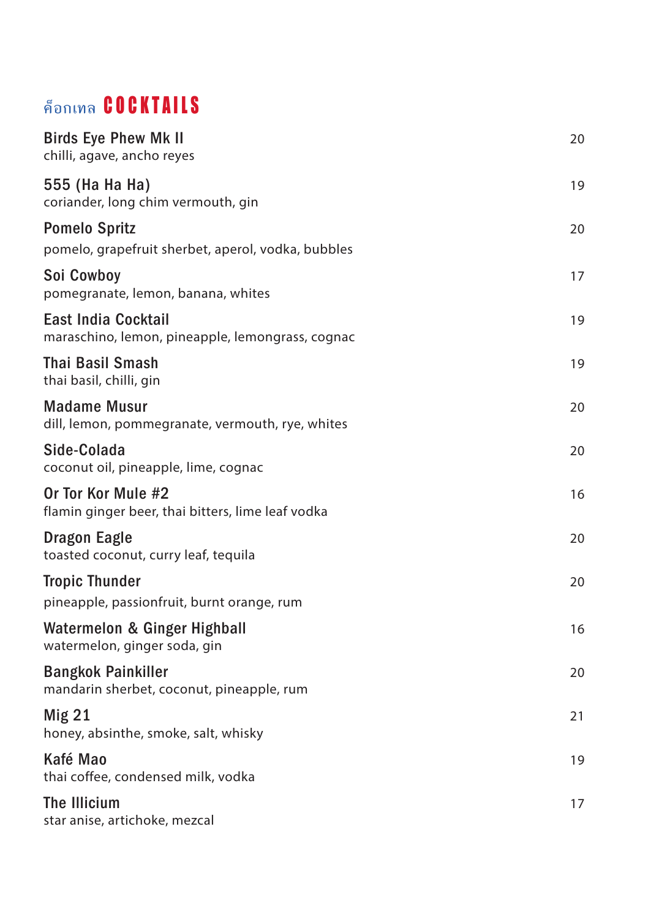# ค็อกเทล COCKTAILS

**Birds Eye Phew Mk II** — 20
chilli, agave, ancho reyes

**555 (Ha Ha Ha)** — 19
coriander, long chim vermouth, gin

**Pomelo Spritz** — 20
pomelo, grapefruit sherbet, aperol, vodka, bubbles

**Soi Cowboy** — 17
pomegranate, lemon, banana, whites

**East India Cocktail** — 19
maraschino, lemon, pineapple, lemongrass, cognac

**Thai Basil Smash** — 19
thai basil, chilli, gin

**Madame Musur** — 20
dill, lemon, pommegranate, vermouth, rye, whites

**Side-Colada** — 20
coconut oil, pineapple, lime, cognac

**Or Tor Kor Mule #2** — 16
flamin ginger beer, thai bitters, lime leaf vodka

**Dragon Eagle** — 20
toasted coconut, curry leaf, tequila

**Tropic Thunder** — 20
pineapple, passionfruit, burnt orange, rum

**Watermelon & Ginger Highball** — 16
watermelon, ginger soda, gin

**Bangkok Painkiller** — 20
mandarin sherbet, coconut, pineapple, rum

**Mig 21** — 21
honey, absinthe, smoke, salt, whisky

**Kafé Mao** — 19
thai coffee, condensed milk, vodka

**The Illicium** — 17
star anise, artichoke, mezcal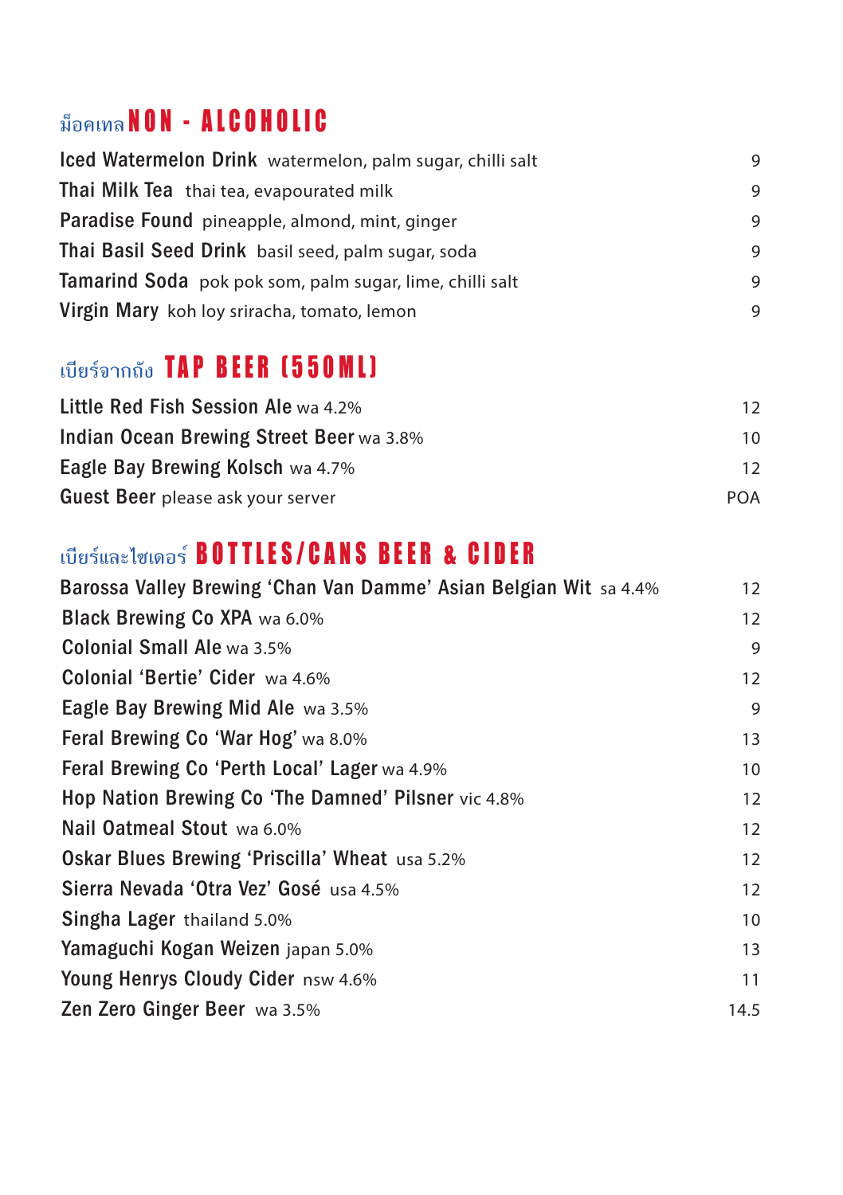## ม็อคเทล NON - ALCOHOLIC

| Item | Price |
|---|---|
| **Iced Watermelon Drink** watermelon, palm sugar, chilli salt | 9 |
| **Thai Milk Tea** thai tea, evapourated milk | 9 |
| **Paradise Found** pineapple, almond, mint, ginger | 9 |
| **Thai Basil Seed Drink** basil seed, palm sugar, soda | 9 |
| **Tamarind Soda** pok pok som, palm sugar, lime, chilli salt | 9 |
| **Virgin Mary** koh loy sriracha, tomato, lemon | 9 |

## เบียร์จากถัง TAP BEER (550ML)

| Item | Price |
|---|---|
| **Little Red Fish Session Ale** wa 4.2% | 12 |
| **Indian Ocean Brewing Street Beer** wa 3.8% | 10 |
| **Eagle Bay Brewing Kolsch** wa 4.7% | 12 |
| **Guest Beer** please ask your server | POA |

## เบียร์และไซเดอร์ BOTTLES/CANS BEER & CIDER

| Item | Price |
|---|---|
| **Barossa Valley Brewing 'Chan Van Damme' Asian Belgian Wit** sa 4.4% | 12 |
| **Black Brewing Co XPA** wa 6.0% | 12 |
| **Colonial Small Ale** wa 3.5% | 9 |
| **Colonial 'Bertie' Cider** wa 4.6% | 12 |
| **Eagle Bay Brewing Mid Ale** wa 3.5% | 9 |
| **Feral Brewing Co 'War Hog'** wa 8.0% | 13 |
| **Feral Brewing Co 'Perth Local' Lager** wa 4.9% | 10 |
| **Hop Nation Brewing Co 'The Damned' Pilsner** vic 4.8% | 12 |
| **Nail Oatmeal Stout** wa 6.0% | 12 |
| **Oskar Blues Brewing 'Priscilla' Wheat** usa 5.2% | 12 |
| **Sierra Nevada 'Otra Vez' Gosé** usa 4.5% | 12 |
| **Singha Lager** thailand 5.0% | 10 |
| **Yamaguchi Kogan Weizen** japan 5.0% | 13 |
| **Young Henrys Cloudy Cider** nsw 4.6% | 11 |
| **Zen Zero Ginger Beer** wa 3.5% | 14.5 |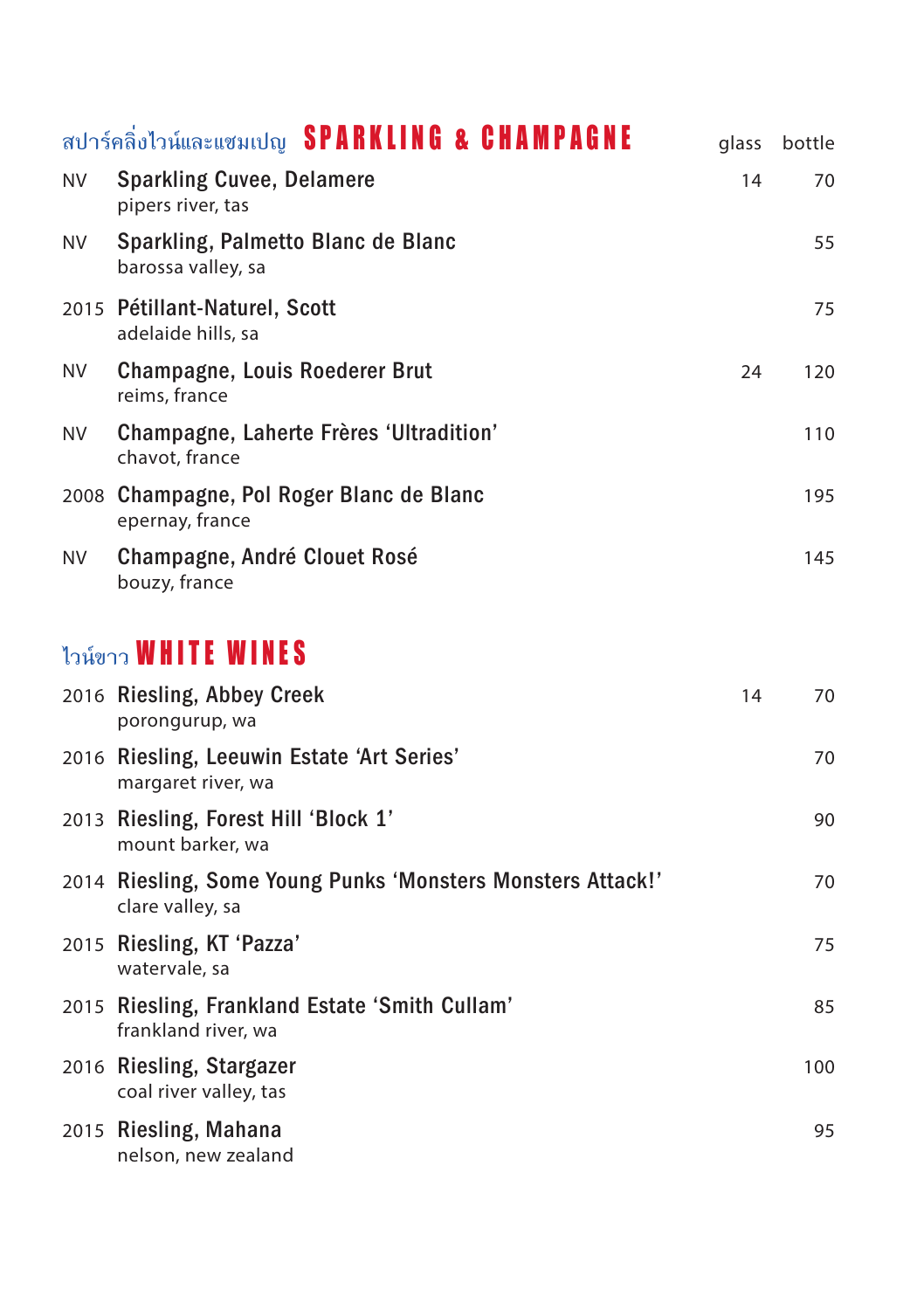## สปาร์คลิ่งไวน์และแชมเปญ SPARKLING & CHAMPAGNE

| | | glass | bottle |
|---|---|---|---|
| NV | **Sparkling Cuvee, Delamere**<br>pipers river, tas | 14 | 70 |
| NV | **Sparkling, Palmetto Blanc de Blanc**<br>barossa valley, sa | | 55 |
| 2015 | **Pétillant-Naturel, Scott**<br>adelaide hills, sa | | 75 |
| NV | **Champagne, Louis Roederer Brut**<br>reims, france | 24 | 120 |
| NV | **Champagne, Laherte Frères 'Ultradition'**<br>chavot, france | | 110 |
| 2008 | **Champagne, Pol Roger Blanc de Blanc**<br>epernay, france | | 195 |
| NV | **Champagne, André Clouet Rosé**<br>bouzy, france | | 145 |

## ไวน์ขาว WHITE WINES

| | | glass | bottle |
|---|---|---|---|
| 2016 | **Riesling, Abbey Creek**<br>porongurup, wa | 14 | 70 |
| 2016 | **Riesling, Leeuwin Estate 'Art Series'**<br>margaret river, wa | | 70 |
| 2013 | **Riesling, Forest Hill 'Block 1'**<br>mount barker, wa | | 90 |
| 2014 | **Riesling, Some Young Punks 'Monsters Monsters Attack!'**<br>clare valley, sa | | 70 |
| 2015 | **Riesling, KT 'Pazza'**<br>watervale, sa | | 75 |
| 2015 | **Riesling, Frankland Estate 'Smith Cullam'**<br>frankland river, wa | | 85 |
| 2016 | **Riesling, Stargazer**<br>coal river valley, tas | | 100 |
| 2015 | **Riesling, Mahana**<br>nelson, new zealand | | 95 |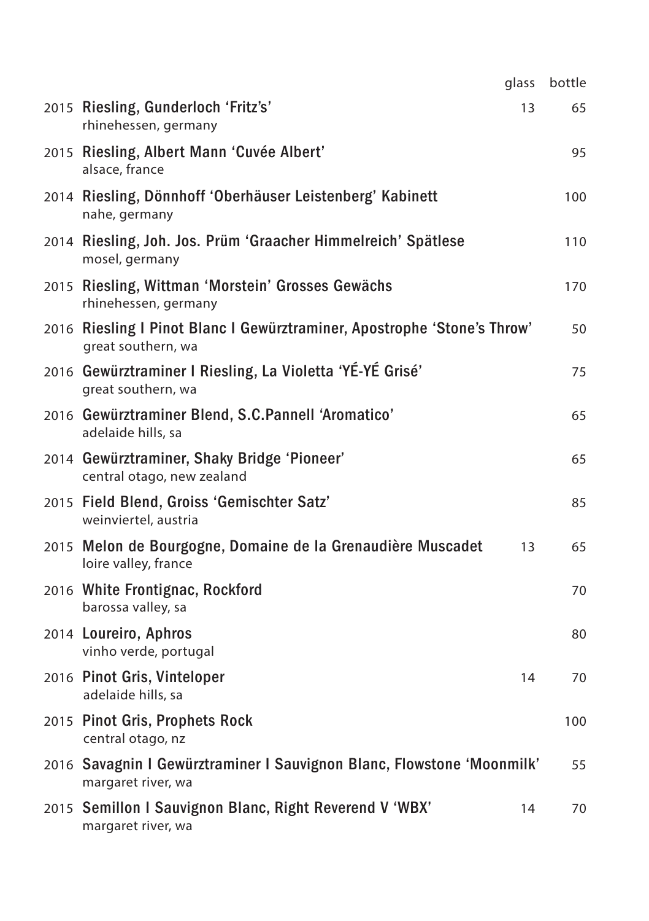| | | glass | bottle |
|---|---|---|---|
| 2015 | **Riesling, Gunderloch 'Fritz's'**<br>rhinehessen, germany | 13 | 65 |
| 2015 | **Riesling, Albert Mann 'Cuvée Albert'**<br>alsace, france | | 95 |
| 2014 | **Riesling, Dönnhoff 'Oberhäuser Leistenberg' Kabinett**<br>nahe, germany | | 100 |
| 2014 | **Riesling, Joh. Jos. Prüm 'Graacher Himmelreich' Spätlese**<br>mosel, germany | | 110 |
| 2015 | **Riesling, Wittman 'Morstein' Grosses Gewächs**<br>rhinehessen, germany | | 170 |
| 2016 | **Riesling I Pinot Blanc I Gewürztraminer, Apostrophe 'Stone's Throw'**<br>great southern, wa | | 50 |
| 2016 | **Gewürztraminer I Riesling, La Violetta 'YÉ-YÉ Grisé'**<br>great southern, wa | | 75 |
| 2016 | **Gewürztraminer Blend, S.C.Pannell 'Aromatico'**<br>adelaide hills, sa | | 65 |
| 2014 | **Gewürztraminer, Shaky Bridge 'Pioneer'**<br>central otago, new zealand | | 65 |
| 2015 | **Field Blend, Groiss 'Gemischter Satz'**<br>weinviertel, austria | | 85 |
| 2015 | **Melon de Bourgogne, Domaine de la Grenaudière Muscadet**<br>loire valley, france | 13 | 65 |
| 2016 | **White Frontignac, Rockford**<br>barossa valley, sa | | 70 |
| 2014 | **Loureiro, Aphros**<br>vinho verde, portugal | | 80 |
| 2016 | **Pinot Gris, Vinteloper**<br>adelaide hills, sa | 14 | 70 |
| 2015 | **Pinot Gris, Prophets Rock**<br>central otago, nz | | 100 |
| 2016 | **Savagnin I Gewürztraminer I Sauvignon Blanc, Flowstone 'Moonmilk'**<br>margaret river, wa | | 55 |
| 2015 | **Semillon I Sauvignon Blanc, Right Reverend V 'WBX'**<br>margaret river, wa | 14 | 70 |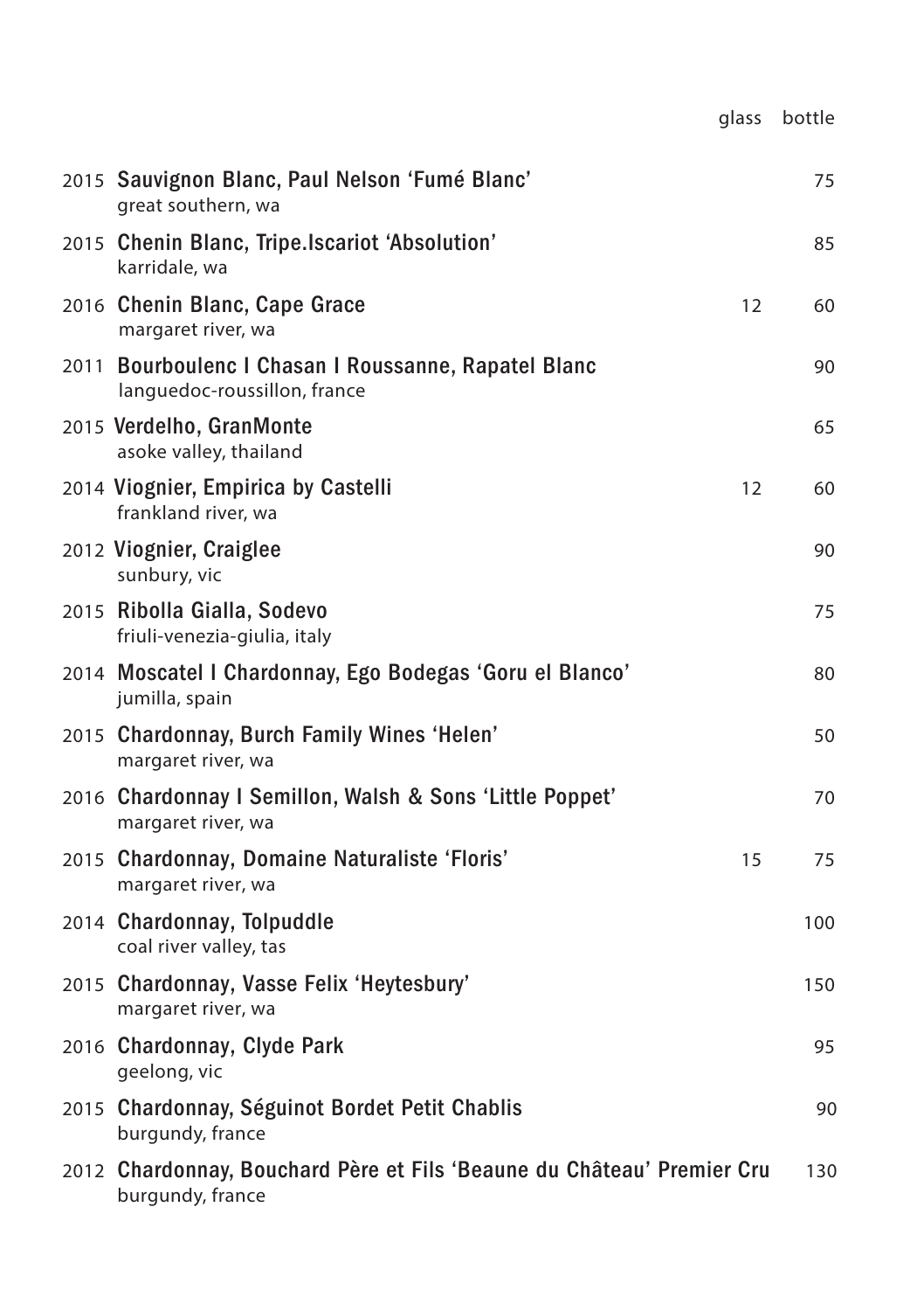| | | glass | bottle |
|---|---|---|---|
| 2015 | **Sauvignon Blanc, Paul Nelson 'Fumé Blanc'**<br>great southern, wa | | 75 |
| 2015 | **Chenin Blanc, Tripe.Iscariot 'Absolution'**<br>karridale, wa | | 85 |
| 2016 | **Chenin Blanc, Cape Grace**<br>margaret river, wa | 12 | 60 |
| 2011 | **Bourboulenc I Chasan I Roussanne, Rapatel Blanc**<br>languedoc-roussillon, france | | 90 |
| 2015 | **Verdelho, GranMonte**<br>asoke valley, thailand | | 65 |
| 2014 | **Viognier, Empirica by Castelli**<br>frankland river, wa | 12 | 60 |
| 2012 | **Viognier, Craiglee**<br>sunbury, vic | | 90 |
| 2015 | **Ribolla Gialla, Sodevo**<br>friuli-venezia-giulia, italy | | 75 |
| 2014 | **Moscatel I Chardonnay, Ego Bodegas 'Goru el Blanco'**<br>jumilla, spain | | 80 |
| 2015 | **Chardonnay, Burch Family Wines 'Helen'**<br>margaret river, wa | | 50 |
| 2016 | **Chardonnay I Semillon, Walsh & Sons 'Little Poppet'**<br>margaret river, wa | | 70 |
| 2015 | **Chardonnay, Domaine Naturaliste 'Floris'**<br>margaret river, wa | 15 | 75 |
| 2014 | **Chardonnay, Tolpuddle**<br>coal river valley, tas | | 100 |
| 2015 | **Chardonnay, Vasse Felix 'Heytesbury'**<br>margaret river, wa | | 150 |
| 2016 | **Chardonnay, Clyde Park**<br>geelong, vic | | 95 |
| 2015 | **Chardonnay, Séguinot Bordet Petit Chablis**<br>burgundy, france | | 90 |
| 2012 | **Chardonnay, Bouchard Père et Fils 'Beaune du Château' Premier Cru**<br>burgundy, france | | 130 |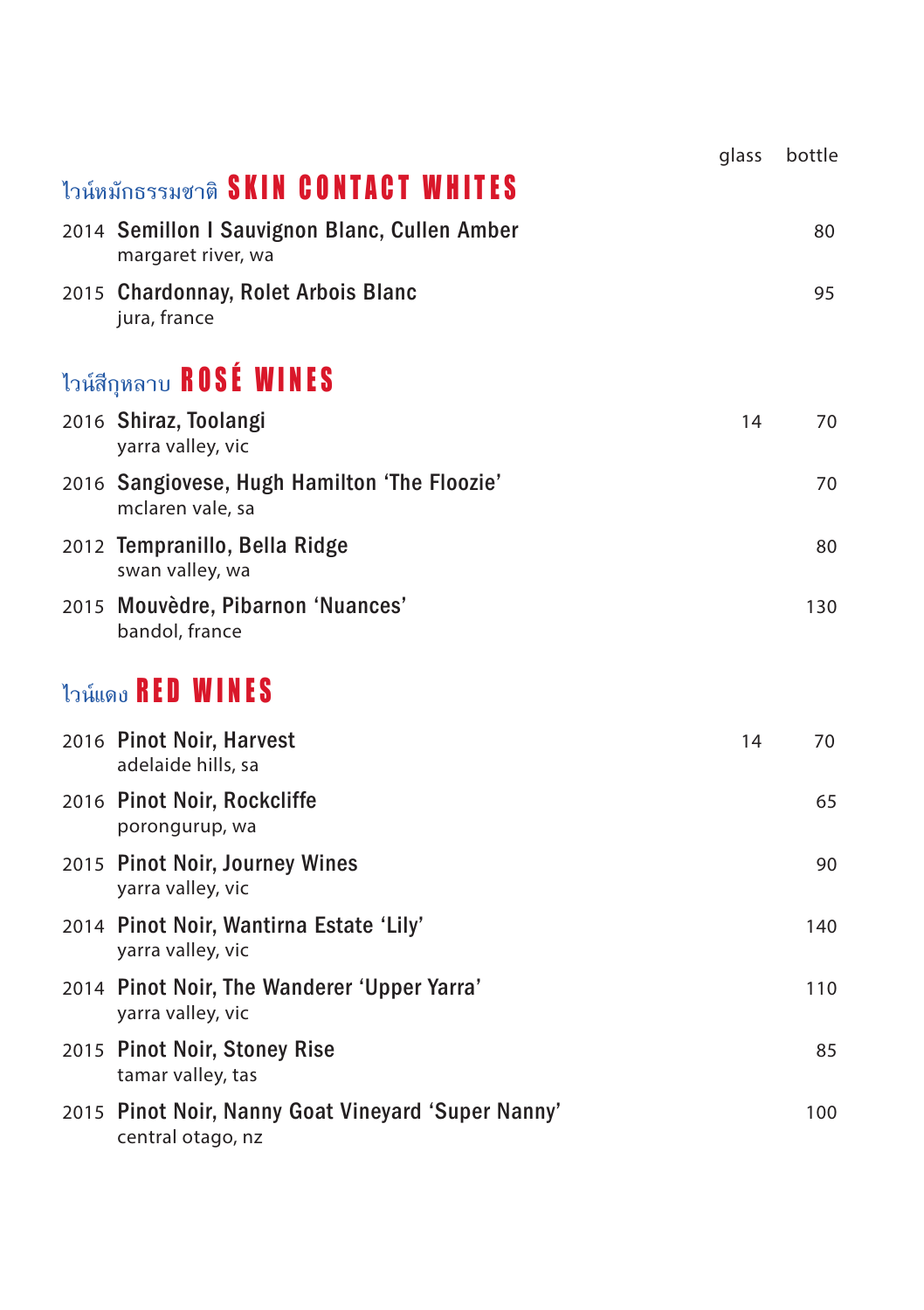| | glass | bottle |
|---|---|---|

## ไวน์หมักธรรมชาติ SKIN CONTACT WHITES

| | glass | bottle |
|---|---|---|
| 2014 **Semillon I Sauvignon Blanc, Cullen Amber**<br>margaret river, wa | | 80 |
| 2015 **Chardonnay, Rolet Arbois Blanc**<br>jura, france | | 95 |

## ไวน์สีกุหลาบ ROSÉ WINES

| | glass | bottle |
|---|---|---|
| 2016 **Shiraz, Toolangi**<br>yarra valley, vic | 14 | 70 |
| 2016 **Sangiovese, Hugh Hamilton 'The Floozie'**<br>mclaren vale, sa | | 70 |
| 2012 **Tempranillo, Bella Ridge**<br>swan valley, wa | | 80 |
| 2015 **Mouvèdre, Pibarnon 'Nuances'**<br>bandol, france | | 130 |

## ไวน์แดง RED WINES

| | glass | bottle |
|---|---|---|
| 2016 **Pinot Noir, Harvest**<br>adelaide hills, sa | 14 | 70 |
| 2016 **Pinot Noir, Rockcliffe**<br>porongurup, wa | | 65 |
| 2015 **Pinot Noir, Journey Wines**<br>yarra valley, vic | | 90 |
| 2014 **Pinot Noir, Wantirna Estate 'Lily'**<br>yarra valley, vic | | 140 |
| 2014 **Pinot Noir, The Wanderer 'Upper Yarra'**<br>yarra valley, vic | | 110 |
| 2015 **Pinot Noir, Stoney Rise**<br>tamar valley, tas | | 85 |
| 2015 **Pinot Noir, Nanny Goat Vineyard 'Super Nanny'**<br>central otago, nz | | 100 |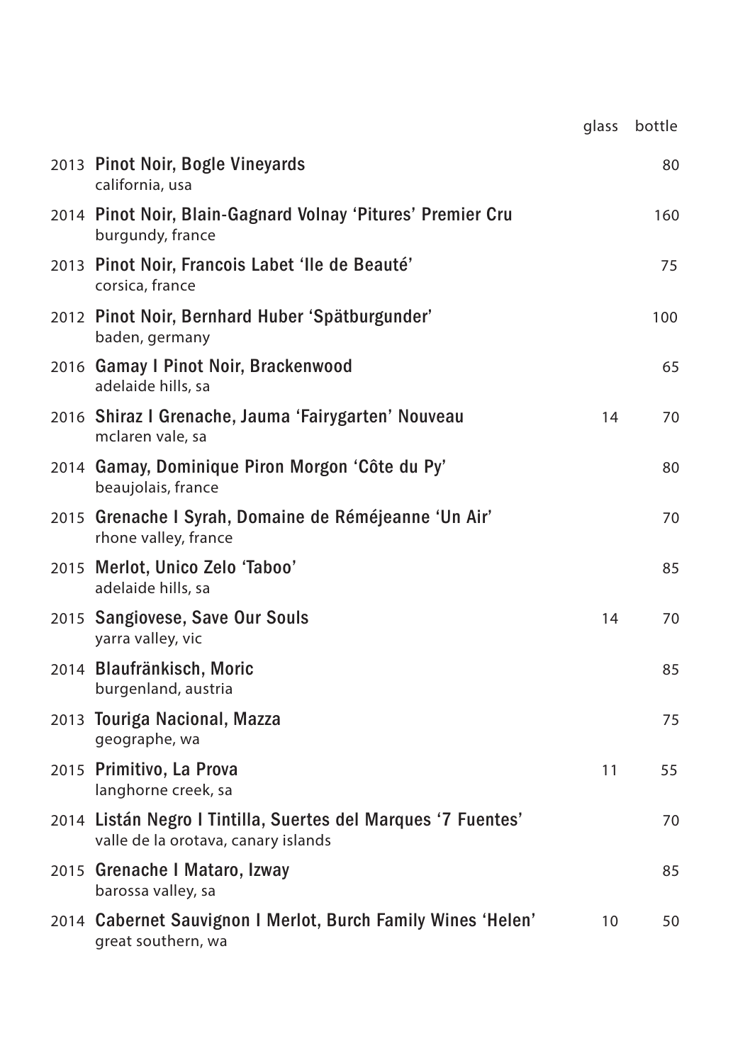| | | glass | bottle |
|---|---|---|---|
| 2013 | **Pinot Noir, Bogle Vineyards**<br>california, usa | | 80 |
| 2014 | **Pinot Noir, Blain-Gagnard Volnay 'Pitures' Premier Cru**<br>burgundy, france | | 160 |
| 2013 | **Pinot Noir, Francois Labet 'Ile de Beauté'**<br>corsica, france | | 75 |
| 2012 | **Pinot Noir, Bernhard Huber 'Spätburgunder'**<br>baden, germany | | 100 |
| 2016 | **Gamay I Pinot Noir, Brackenwood**<br>adelaide hills, sa | | 65 |
| 2016 | **Shiraz I Grenache, Jauma 'Fairygarten' Nouveau**<br>mclaren vale, sa | 14 | 70 |
| 2014 | **Gamay, Dominique Piron Morgon 'Côte du Py'**<br>beaujolais, france | | 80 |
| 2015 | **Grenache I Syrah, Domaine de Réméjeanne 'Un Air'**<br>rhone valley, france | | 70 |
| 2015 | **Merlot, Unico Zelo 'Taboo'**<br>adelaide hills, sa | | 85 |
| 2015 | **Sangiovese, Save Our Souls**<br>yarra valley, vic | 14 | 70 |
| 2014 | **Blaufränkisch, Moric**<br>burgenland, austria | | 85 |
| 2013 | **Touriga Nacional, Mazza**<br>geographe, wa | | 75 |
| 2015 | **Primitivo, La Prova**<br>langhorne creek, sa | 11 | 55 |
| 2014 | **Listán Negro I Tintilla, Suertes del Marques '7 Fuentes'**<br>valle de la orotava, canary islands | | 70 |
| 2015 | **Grenache I Mataro, Izway**<br>barossa valley, sa | | 85 |
| 2014 | **Cabernet Sauvignon I Merlot, Burch Family Wines 'Helen'**<br>great southern, wa | 10 | 50 |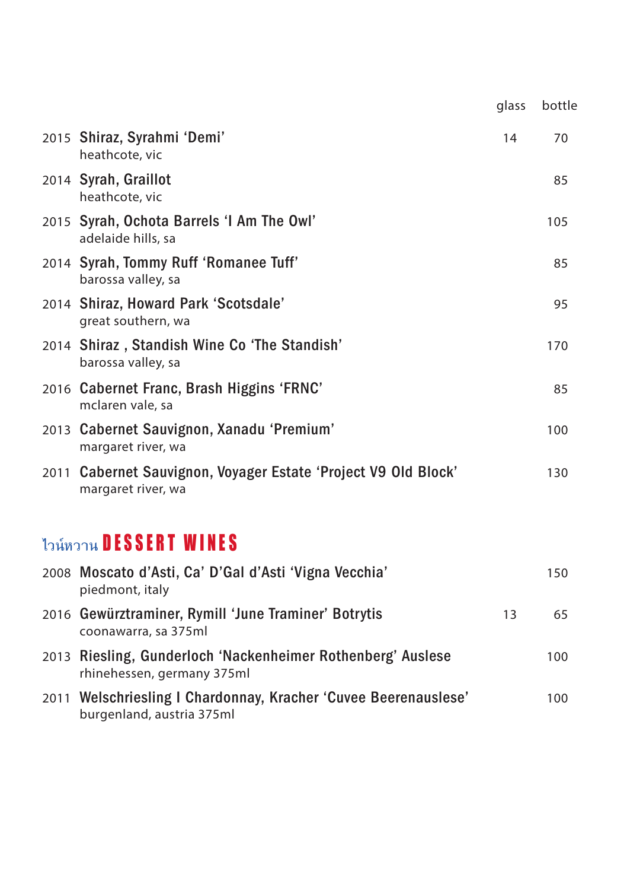| | | glass | bottle |
|---|---|---|---|
| 2015 | **Shiraz, Syrahmi 'Demi'**<br>heathcote, vic | 14 | 70 |
| 2014 | **Syrah, Graillot**<br>heathcote, vic | | 85 |
| 2015 | **Syrah, Ochota Barrels 'I Am The Owl'**<br>adelaide hills, sa | | 105 |
| 2014 | **Syrah, Tommy Ruff 'Romanee Tuff'**<br>barossa valley, sa | | 85 |
| 2014 | **Shiraz, Howard Park 'Scotsdale'**<br>great southern, wa | | 95 |
| 2014 | **Shiraz , Standish Wine Co 'The Standish'**<br>barossa valley, sa | | 170 |
| 2016 | **Cabernet Franc, Brash Higgins 'FRNC'**<br>mclaren vale, sa | | 85 |
| 2013 | **Cabernet Sauvignon, Xanadu 'Premium'**<br>margaret river, wa | | 100 |
| 2011 | **Cabernet Sauvignon, Voyager Estate 'Project V9 Old Block'**<br>margaret river, wa | | 130 |

## ไวน์หวาน DESSERT WINES

| | | glass | bottle |
|---|---|---|---|
| 2008 | **Moscato d'Asti, Ca' D'Gal d'Asti 'Vigna Vecchia'**<br>piedmont, italy | | 150 |
| 2016 | **Gewürztraminer, Rymill 'June Traminer' Botrytis**<br>coonawarra, sa 375ml | 13 | 65 |
| 2013 | **Riesling, Gunderloch 'Nackenheimer Rothenberg' Auslese**<br>rhinehessen, germany 375ml | | 100 |
| 2011 | **Welschriesling I Chardonnay, Kracher 'Cuvee Beerenauslese'**<br>burgenland, austria 375ml | | 100 |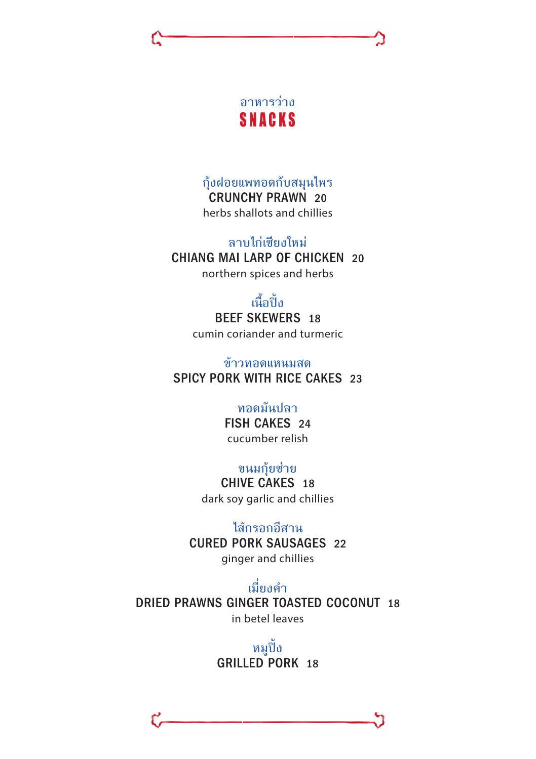# อาหารว่าง
# SNACKS

กุ้งฝอยแพทอดกับสมุนไพร
**CRUNCHY PRAWN** 20
herbs shallots and chillies

ลาบไก่เชียงใหม่
**CHIANG MAI LARP OF CHICKEN** 20
northern spices and herbs

เนื้อปิ้ง
**BEEF SKEWERS** 18
cumin coriander and turmeric

ข้าวทอดแหนมสด
**SPICY PORK WITH RICE CAKES** 23

ทอดมันปลา
**FISH CAKES** 24
cucumber relish

ขนมกุ้ยช่าย
**CHIVE CAKES** 18
dark soy garlic and chillies

ไส้กรอกอีสาน
**CURED PORK SAUSAGES** 22
ginger and chillies

เมี่ยงคำ
**DRIED PRAWNS GINGER TOASTED COCONUT** 18
in betel leaves

หมูปิ้ง
**GRILLED PORK** 18